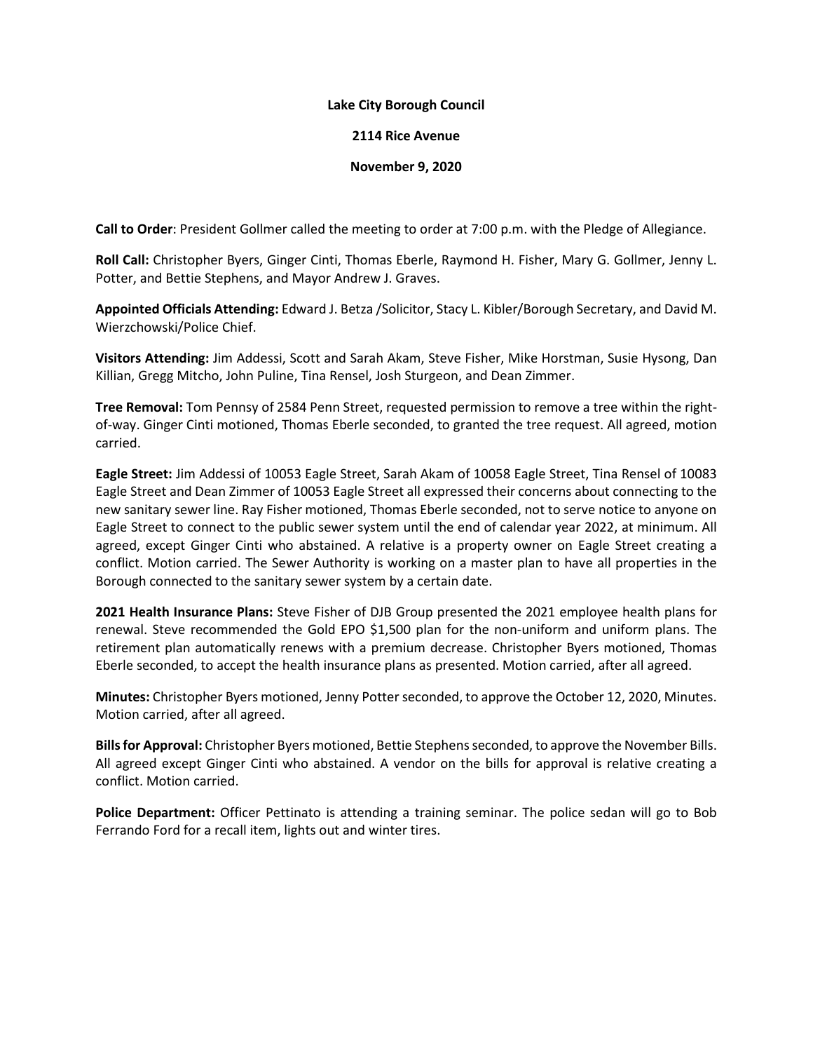**Lake City Borough Council**

**2114 Rice Avenue**

**November 9, 2020**

**Call to Order**: President Gollmer called the meeting to order at 7:00 p.m. with the Pledge of Allegiance.

**Roll Call:** Christopher Byers, Ginger Cinti, Thomas Eberle, Raymond H. Fisher, Mary G. Gollmer, Jenny L. Potter, and Bettie Stephens, and Mayor Andrew J. Graves.

**Appointed Officials Attending:** Edward J. Betza /Solicitor, Stacy L. Kibler/Borough Secretary, and David M. Wierzchowski/Police Chief.

**Visitors Attending:** Jim Addessi, Scott and Sarah Akam, Steve Fisher, Mike Horstman, Susie Hysong, Dan Killian, Gregg Mitcho, John Puline, Tina Rensel, Josh Sturgeon, and Dean Zimmer.

**Tree Removal:** Tom Pennsy of 2584 Penn Street, requested permission to remove a tree within the right-of-way. Ginger Cinti motioned, Thomas Eberle seconded, to granted the tree request. All agreed, motion carried.

**Eagle Street:** Jim Addessi of 10053 Eagle Street, Sarah Akam of 10058 Eagle Street, Tina Rensel of 10083 Eagle Street and Dean Zimmer of 10053 Eagle Street all expressed their concerns about connecting to the new sanitary sewer line. Ray Fisher motioned, Thomas Eberle seconded, not to serve notice to anyone on Eagle Street to connect to the public sewer system until the end of calendar year 2022, at minimum. All agreed, except Ginger Cinti who abstained. A relative is a property owner on Eagle Street creating a conflict. Motion carried. The Sewer Authority is working on a master plan to have all properties in the Borough connected to the sanitary sewer system by a certain date.

**2021 Health Insurance Plans:** Steve Fisher of DJB Group presented the 2021 employee health plans for renewal. Steve recommended the Gold EPO $1,500 plan for the non-uniform and uniform plans. The retirement plan automatically renews with a premium decrease. Christopher Byers motioned, Thomas Eberle seconded, to accept the health insurance plans as presented. Motion carried, after all agreed.

**Minutes:** Christopher Byers motioned, Jenny Potter seconded, to approve the October 12, 2020, Minutes. Motion carried, after all agreed.

**Bills for Approval:** Christopher Byers motioned, Bettie Stephens seconded, to approve the November Bills. All agreed except Ginger Cinti who abstained. A vendor on the bills for approval is relative creating a conflict. Motion carried.

**Police Department:** Officer Pettinato is attending a training seminar. The police sedan will go to Bob Ferrando Ford for a recall item, lights out and winter tires.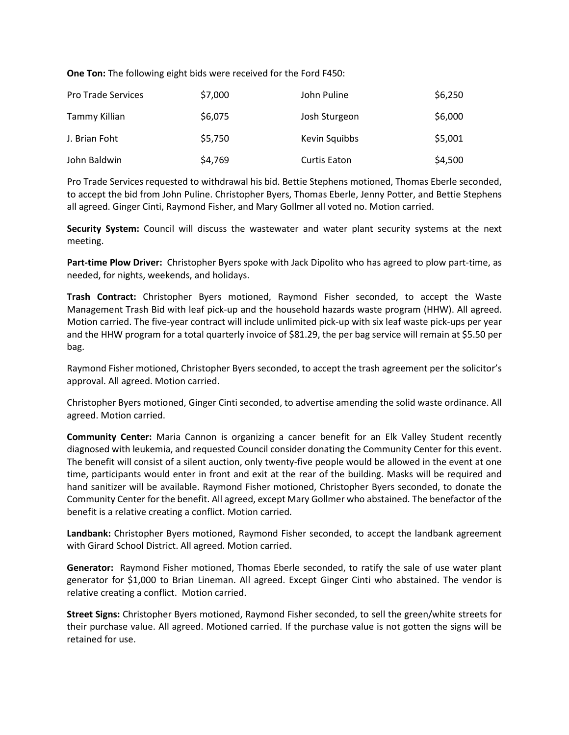**One Ton:** The following eight bids were received for the Ford F450:

| | | | |
|---|---|---|---|
| Pro Trade Services | \$7,000 | John Puline | \$6,250 |
| Tammy Killian | \$6,075 | Josh Sturgeon | \$6,000 |
| J. Brian Foht | \$5,750 | Kevin Squibbs | \$5,001 |
| John Baldwin | \$4,769 | Curtis Eaton | \$4,500 |

Pro Trade Services requested to withdrawal his bid. Bettie Stephens motioned, Thomas Eberle seconded, to accept the bid from John Puline. Christopher Byers, Thomas Eberle, Jenny Potter, and Bettie Stephens all agreed. Ginger Cinti, Raymond Fisher, and Mary Gollmer all voted no. Motion carried.

**Security System:** Council will discuss the wastewater and water plant security systems at the next meeting.

**Part-time Plow Driver:** Christopher Byers spoke with Jack Dipolito who has agreed to plow part-time, as needed, for nights, weekends, and holidays.

**Trash Contract:** Christopher Byers motioned, Raymond Fisher seconded, to accept the Waste Management Trash Bid with leaf pick-up and the household hazards waste program (HHW). All agreed. Motion carried. The five-year contract will include unlimited pick-up with six leaf waste pick-ups per year and the HHW program for a total quarterly invoice of \$81.29, the per bag service will remain at \$5.50 per bag.

Raymond Fisher motioned, Christopher Byers seconded, to accept the trash agreement per the solicitor's approval. All agreed. Motion carried.

Christopher Byers motioned, Ginger Cinti seconded, to advertise amending the solid waste ordinance. All agreed. Motion carried.

**Community Center:** Maria Cannon is organizing a cancer benefit for an Elk Valley Student recently diagnosed with leukemia, and requested Council consider donating the Community Center for this event. The benefit will consist of a silent auction, only twenty-five people would be allowed in the event at one time, participants would enter in front and exit at the rear of the building. Masks will be required and hand sanitizer will be available. Raymond Fisher motioned, Christopher Byers seconded, to donate the Community Center for the benefit. All agreed, except Mary Gollmer who abstained. The benefactor of the benefit is a relative creating a conflict. Motion carried.

**Landbank:** Christopher Byers motioned, Raymond Fisher seconded, to accept the landbank agreement with Girard School District. All agreed. Motion carried.

**Generator:** Raymond Fisher motioned, Thomas Eberle seconded, to ratify the sale of use water plant generator for \$1,000 to Brian Lineman. All agreed. Except Ginger Cinti who abstained. The vendor is relative creating a conflict. Motion carried.

**Street Signs:** Christopher Byers motioned, Raymond Fisher seconded, to sell the green/white streets for their purchase value. All agreed. Motioned carried. If the purchase value is not gotten the signs will be retained for use.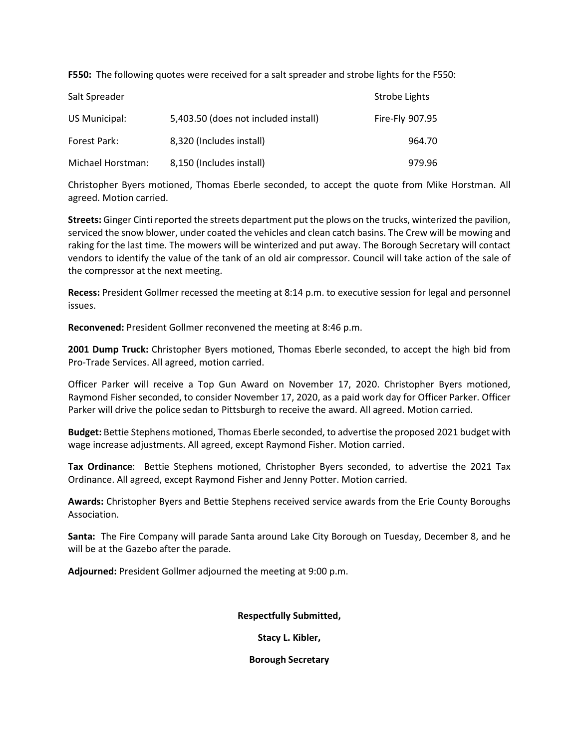**F550:** The following quotes were received for a salt spreader and strobe lights for the F550:

| Salt Spreader | | Strobe Lights |
|---|---|---|
| US Municipal: | 5,403.50 (does not included install) | Fire-Fly 907.95 |
| Forest Park: | 8,320 (Includes install) | 964.70 |
| Michael Horstman: | 8,150 (Includes install) | 979.96 |

Christopher Byers motioned, Thomas Eberle seconded, to accept the quote from Mike Horstman. All agreed. Motion carried.

**Streets:** Ginger Cinti reported the streets department put the plows on the trucks, winterized the pavilion, serviced the snow blower, under coated the vehicles and clean catch basins. The Crew will be mowing and raking for the last time. The mowers will be winterized and put away. The Borough Secretary will contact vendors to identify the value of the tank of an old air compressor. Council will take action of the sale of the compressor at the next meeting.

**Recess:** President Gollmer recessed the meeting at 8:14 p.m. to executive session for legal and personnel issues.

**Reconvened:** President Gollmer reconvened the meeting at 8:46 p.m.

**2001 Dump Truck:** Christopher Byers motioned, Thomas Eberle seconded, to accept the high bid from Pro-Trade Services. All agreed, motion carried.

Officer Parker will receive a Top Gun Award on November 17, 2020. Christopher Byers motioned, Raymond Fisher seconded, to consider November 17, 2020, as a paid work day for Officer Parker. Officer Parker will drive the police sedan to Pittsburgh to receive the award. All agreed. Motion carried.

**Budget:** Bettie Stephens motioned, Thomas Eberle seconded, to advertise the proposed 2021 budget with wage increase adjustments. All agreed, except Raymond Fisher. Motion carried.

**Tax Ordinance**: Bettie Stephens motioned, Christopher Byers seconded, to advertise the 2021 Tax Ordinance. All agreed, except Raymond Fisher and Jenny Potter. Motion carried.

**Awards:** Christopher Byers and Bettie Stephens received service awards from the Erie County Boroughs Association.

**Santa:** The Fire Company will parade Santa around Lake City Borough on Tuesday, December 8, and he will be at the Gazebo after the parade.

**Adjourned:** President Gollmer adjourned the meeting at 9:00 p.m.

**Respectfully Submitted,**

**Stacy L. Kibler,**

**Borough Secretary**